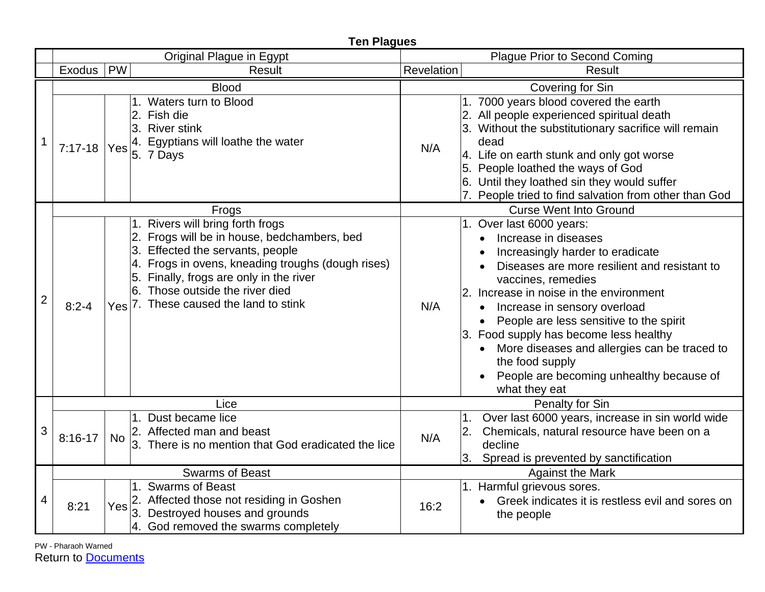**Ten Plagues**

| | Original Plague in Egypt | | | Plague Prior to Second Coming | |
|---|---|---|---|---|---|
| | Exodus | PW | Result | Revelation | Result |
| 1 | Blood | | | Covering for Sin | |
| | 7:17-18 | Yes | 1. Waters turn to Blood<br>2. Fish die<br>3. River stink<br>4. Egyptians will loathe the water<br>5. 7 Days | N/A | 1. 7000 years blood covered the earth<br>2. All people experienced spiritual death<br>3. Without the substitutionary sacrifice will remain dead<br>4. Life on earth stunk and only got worse<br>5. People loathed the ways of God<br>6. Until they loathed sin they would suffer<br>7. People tried to find salvation from other than God |
| 2 | Frogs | | | Curse Went Into Ground | |
| | 8:2-4 | Yes | 1. Rivers will bring forth frogs<br>2. Frogs will be in house, bedchambers, bed<br>3. Effected the servants, people<br>4. Frogs in ovens, kneading troughs (dough rises)<br>5. Finally, frogs are only in the river<br>6. Those outside the river died<br>7. These caused the land to stink | N/A | 1. Over last 6000 years:<br>• Increase in diseases<br>• Increasingly harder to eradicate<br>• Diseases are more resilient and resistant to vaccines, remedies<br>2. Increase in noise in the environment<br>• Increase in sensory overload<br>• People are less sensitive to the spirit<br>3. Food supply has become less healthy<br>• More diseases and allergies can be traced to the food supply<br>• People are becoming unhealthy because of what they eat |
| 3 | Lice | | | Penalty for Sin | |
| | 8:16-17 | No | 1. Dust became lice<br>2. Affected man and beast<br>3. There is no mention that God eradicated the lice | N/A | 1. Over last 6000 years, increase in sin world wide<br>2. Chemicals, natural resource have been on a decline<br>3. Spread is prevented by sanctification |
| 4 | Swarms of Beast | | | Against the Mark | |
| | 8:21 | Yes | 1. Swarms of Beast<br>2. Affected those not residing in Goshen<br>3. Destroyed houses and grounds<br>4. God removed the swarms completely | 16:2 | 1. Harmful grievous sores.<br>• Greek indicates it is restless evil and sores on the people |

PW - Pharaoh Warned

Return to Documents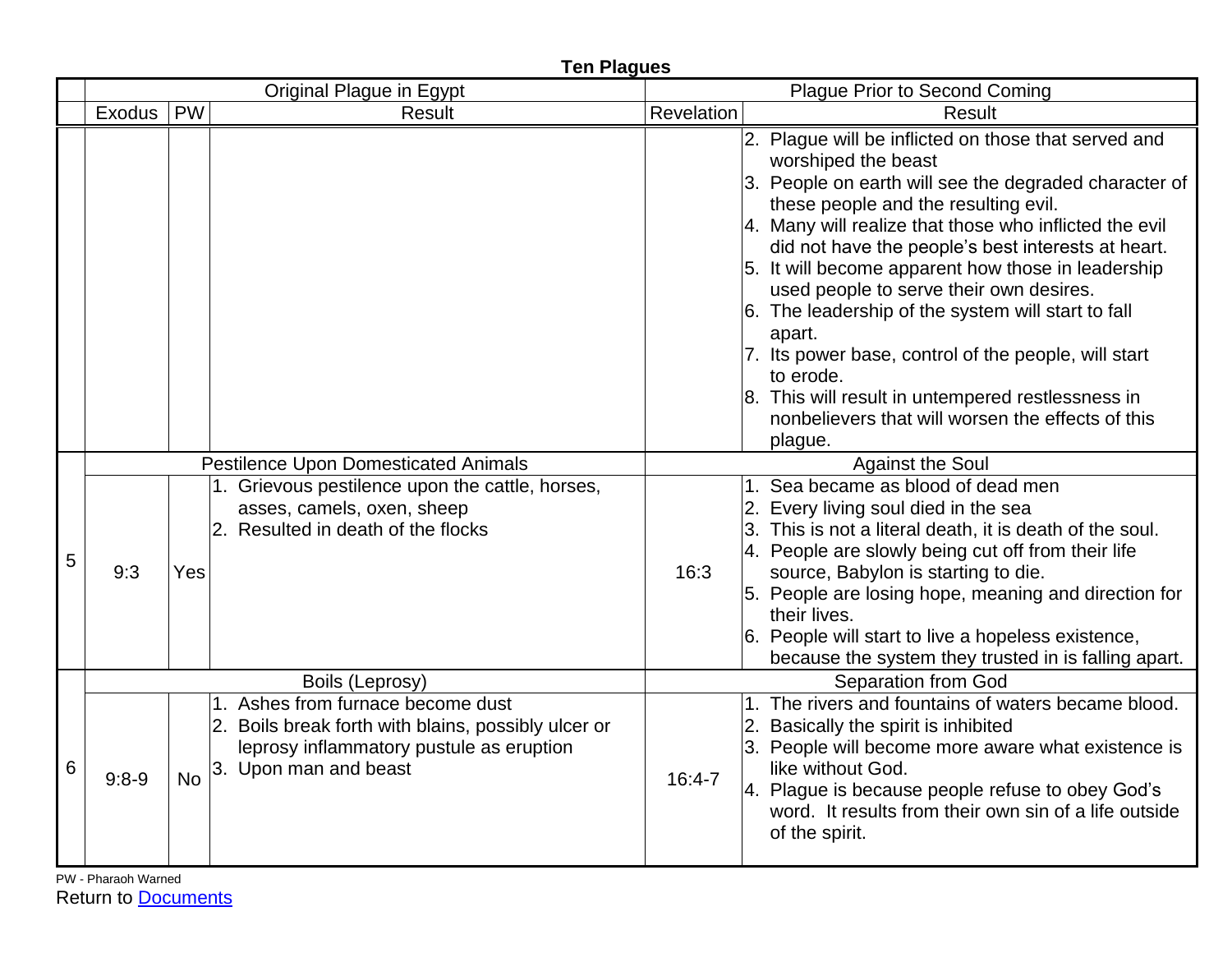**Ten Plagues**

| | Original Plague in Egypt | | | Plague Prior to Second Coming | |
|---|---|---|---|---|---|
| | Exodus | PW | Result | Revelation | Result |
| | | | | | 2. Plague will be inflicted on those that served and worshiped the beast<br>3. People on earth will see the degraded character of these people and the resulting evil.<br>4. Many will realize that those who inflicted the evil did not have the people's best interests at heart.<br>5. It will become apparent how those in leadership used people to serve their own desires.<br>6. The leadership of the system will start to fall apart.<br>7. Its power base, control of the people, will start to erode.<br>8. This will result in untempered restlessness in nonbelievers that will worsen the effects of this plague. |
| | Pestilence Upon Domesticated Animals | | | Against the Soul | |
| 5 | 9:3 | Yes | 1. Grievous pestilence upon the cattle, horses, asses, camels, oxen, sheep<br>2. Resulted in death of the flocks | 16:3 | 1. Sea became as blood of dead men<br>2. Every living soul died in the sea<br>3. This is not a literal death, it is death of the soul.<br>4. People are slowly being cut off from their life source, Babylon is starting to die.<br>5. People are losing hope, meaning and direction for their lives.<br>6. People will start to live a hopeless existence, because the system they trusted in is falling apart. |
| | Boils (Leprosy) | | | Separation from God | |
| 6 | 9:8-9 | No | 1. Ashes from furnace become dust<br>2. Boils break forth with blains, possibly ulcer or leprosy inflammatory pustule as eruption<br>3. Upon man and beast | 16:4-7 | 1. The rivers and fountains of waters became blood.<br>2. Basically the spirit is inhibited<br>3. People will become more aware what existence is like without God.<br>4. Plague is because people refuse to obey God's word. It results from their own sin of a life outside of the spirit. |

PW - Pharaoh Warned

Return to Documents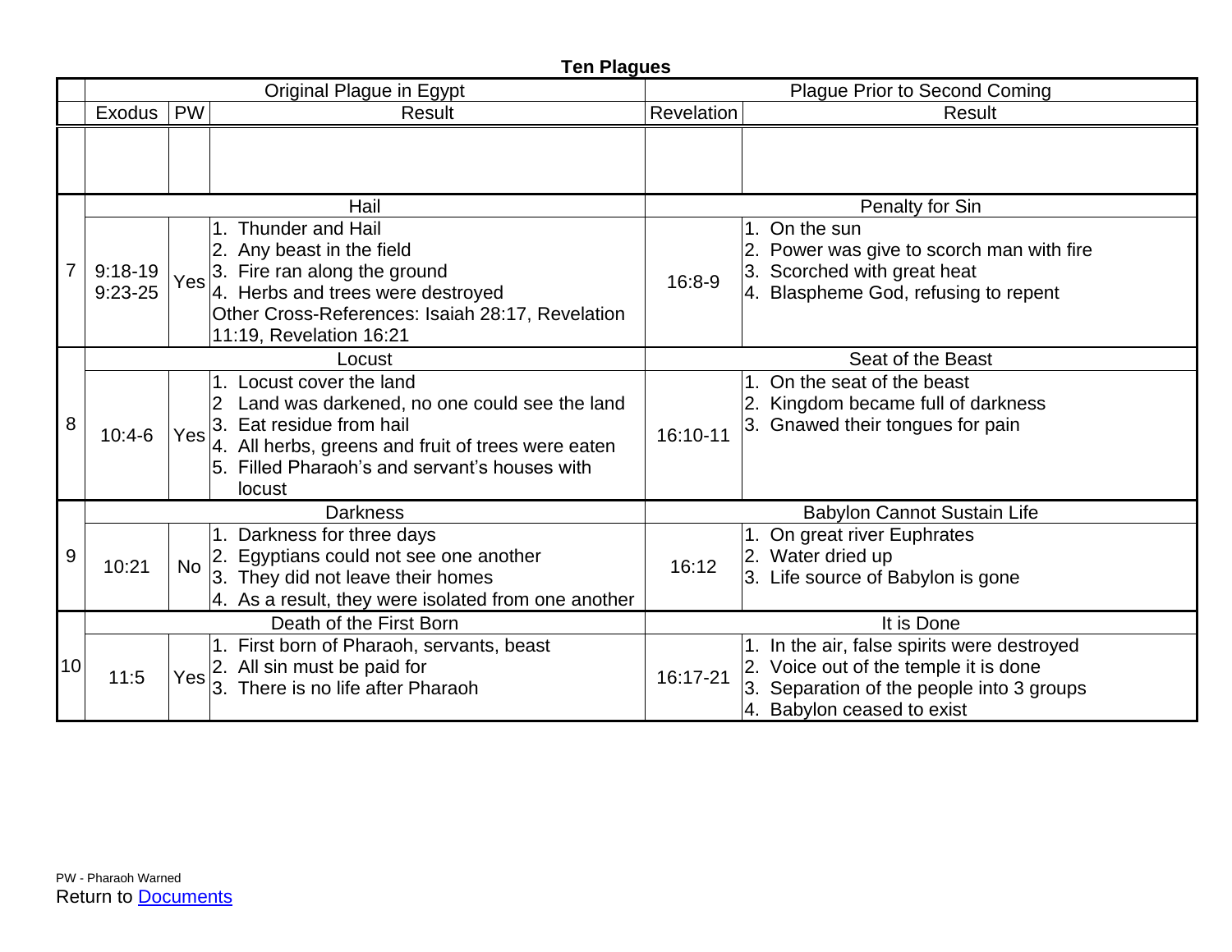**Ten Plagues**

| | Original Plague in Egypt | | | Plague Prior to Second Coming | |
|---|---|---|---|---|---|
| | Exodus | PW | Result | Revelation | Result |
| | | | | | |
| | Hail | | | Penalty for Sin | |
| 7 | 9:18-19<br>9:23-25 | Yes | 1. Thunder and Hail<br>2. Any beast in the field<br>3. Fire ran along the ground<br>4. Herbs and trees were destroyed<br>Other Cross-References: Isaiah 28:17, Revelation 11:19, Revelation 16:21 | 16:8-9 | 1. On the sun<br>2. Power was give to scorch man with fire<br>3. Scorched with great heat<br>4. Blaspheme God, refusing to repent |
| | Locust | | | Seat of the Beast | |
| 8 | 10:4-6 | Yes | 1. Locust cover the land<br>2 Land was darkened, no one could see the land<br>3. Eat residue from hail<br>4. All herbs, greens and fruit of trees were eaten<br>5. Filled Pharaoh's and servant's houses with locust | 16:10-11 | 1. On the seat of the beast<br>2. Kingdom became full of darkness<br>3. Gnawed their tongues for pain |
| | Darkness | | | Babylon Cannot Sustain Life | |
| 9 | 10:21 | No | 1. Darkness for three days<br>2. Egyptians could not see one another<br>3. They did not leave their homes<br>4. As a result, they were isolated from one another | 16:12 | 1. On great river Euphrates<br>2. Water dried up<br>3. Life source of Babylon is gone |
| | Death of the First Born | | | It is Done | |
| 10 | 11:5 | Yes | 1. First born of Pharaoh, servants, beast<br>2. All sin must be paid for<br>3. There is no life after Pharaoh | 16:17-21 | 1. In the air, false spirits were destroyed<br>2. Voice out of the temple it is done<br>3. Separation of the people into 3 groups<br>4. Babylon ceased to exist |

PW - Pharaoh Warned

Return to Documents